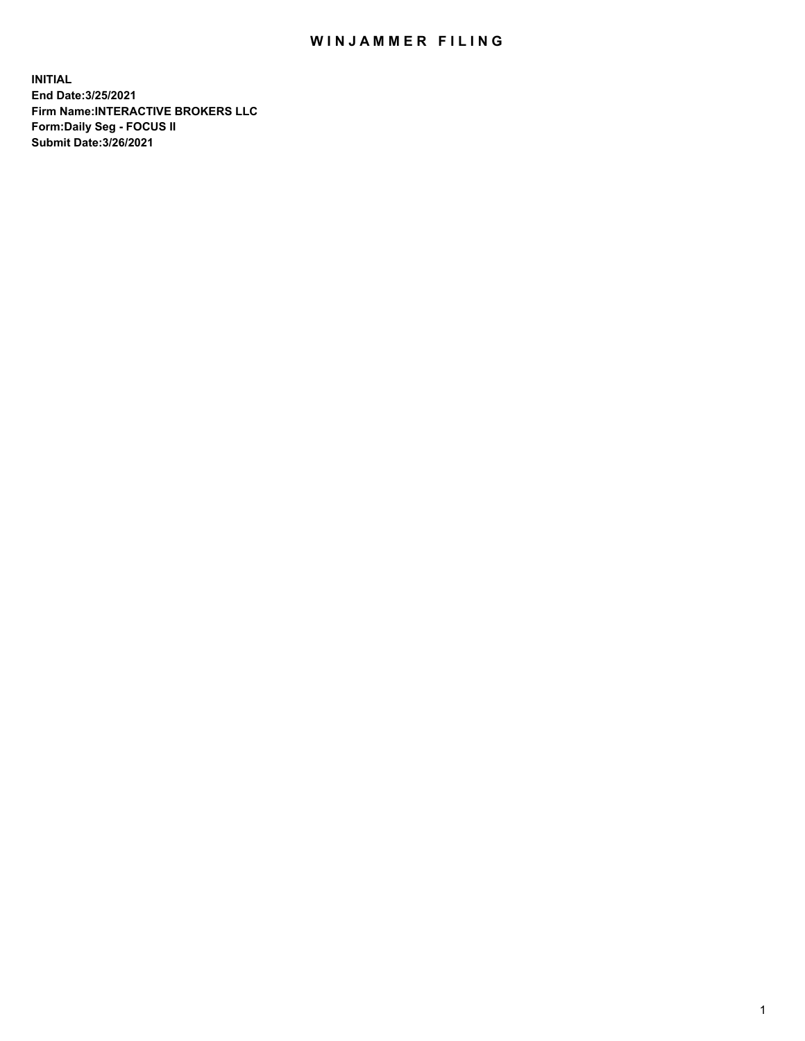# WINJAMMER FILING

**INITIAL**
**End Date:3/25/2021**
**Firm Name:INTERACTIVE BROKERS LLC**
**Form:Daily Seg - FOCUS II**
**Submit Date:3/26/2021**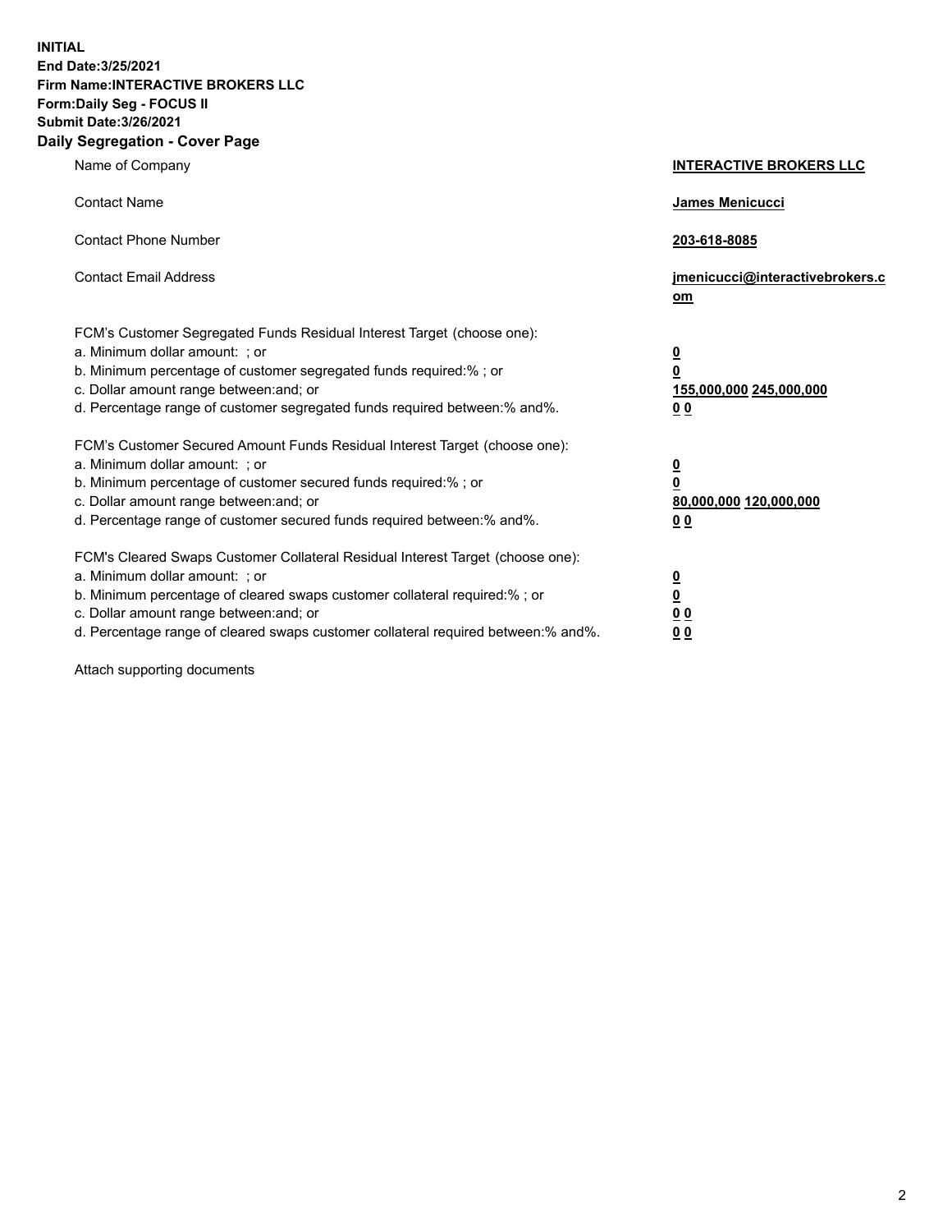**INITIAL**
**End Date:3/25/2021**
**Firm Name:INTERACTIVE BROKERS LLC**
**Form:Daily Seg - FOCUS II**
**Submit Date:3/26/2021**
**Daily Segregation - Cover Page**

| | |
|---|---|
| Name of Company | **INTERACTIVE BROKERS LLC** |
| Contact Name | **James Menicucci** |
| Contact Phone Number | **203-618-8085** |
| Contact Email Address | **jmenicucci@interactivebrokers.com** |
| FCM's Customer Segregated Funds Residual Interest Target (choose one): | |
| a. Minimum dollar amount: ; or | **0** |
| b. Minimum percentage of customer segregated funds required:% ; or | **0** |
| c. Dollar amount range between:and; or | **155,000,000 245,000,000** |
| d. Percentage range of customer segregated funds required between:% and%. | **0 0** |
| FCM's Customer Secured Amount Funds Residual Interest Target (choose one): | |
| a. Minimum dollar amount: ; or | **0** |
| b. Minimum percentage of customer secured funds required:% ; or | **0** |
| c. Dollar amount range between:and; or | **80,000,000 120,000,000** |
| d. Percentage range of customer secured funds required between:% and%. | **0 0** |
| FCM's Cleared Swaps Customer Collateral Residual Interest Target (choose one): | |
| a. Minimum dollar amount: ; or | **0** |
| b. Minimum percentage of cleared swaps customer collateral required:% ; or | **0** |
| c. Dollar amount range between:and; or | **0 0** |
| d. Percentage range of cleared swaps customer collateral required between:% and%. | **0 0** |

Attach supporting documents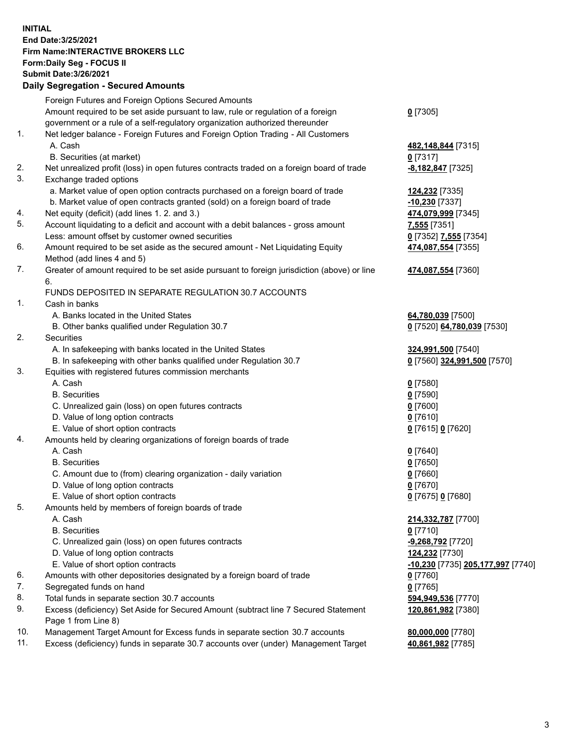**INITIAL**
**End Date:3/25/2021**
**Firm Name:INTERACTIVE BROKERS LLC**
**Form:Daily Seg - FOCUS II**
**Submit Date:3/26/2021**

## Daily Segregation - Secured Amounts

| | | |
|---|---|---|
| | Foreign Futures and Foreign Options Secured Amounts | |
| | Amount required to be set aside pursuant to law, rule or regulation of a foreign government or a rule of a self-regulatory organization authorized thereunder | **0** [7305] |
| 1. | Net ledger balance - Foreign Futures and Foreign Option Trading - All Customers | |
| | A. Cash | **482,148,844** [7315] |
| | B. Securities (at market) | **0** [7317] |
| 2. | Net unrealized profit (loss) in open futures contracts traded on a foreign board of trade | **-8,182,847** [7325] |
| 3. | Exchange traded options | |
| | a. Market value of open option contracts purchased on a foreign board of trade | **124,232** [7335] |
| | b. Market value of open contracts granted (sold) on a foreign board of trade | **-10,230** [7337] |
| 4. | Net equity (deficit) (add lines 1. 2. and 3.) | **474,079,999** [7345] |
| 5. | Account liquidating to a deficit and account with a debit balances - gross amount | **7,555** [7351] |
| | Less: amount offset by customer owned securities | **0** [7352] **7,555** [7354] |
| 6. | Amount required to be set aside as the secured amount - Net Liquidating Equity Method (add lines 4 and 5) | **474,087,554** [7355] |
| 7. | Greater of amount required to be set aside pursuant to foreign jurisdiction (above) or line 6. | **474,087,554** [7360] |
| | FUNDS DEPOSITED IN SEPARATE REGULATION 30.7 ACCOUNTS | |
| 1. | Cash in banks | |
| | A. Banks located in the United States | **64,780,039** [7500] |
| | B. Other banks qualified under Regulation 30.7 | **0** [7520] **64,780,039** [7530] |
| 2. | Securities | |
| | A. In safekeeping with banks located in the United States | **324,991,500** [7540] |
| | B. In safekeeping with other banks qualified under Regulation 30.7 | **0** [7560] **324,991,500** [7570] |
| 3. | Equities with registered futures commission merchants | |
| | A. Cash | **0** [7580] |
| | B. Securities | **0** [7590] |
| | C. Unrealized gain (loss) on open futures contracts | **0** [7600] |
| | D. Value of long option contracts | **0** [7610] |
| | E. Value of short option contracts | **0** [7615] **0** [7620] |
| 4. | Amounts held by clearing organizations of foreign boards of trade | |
| | A. Cash | **0** [7640] |
| | B. Securities | **0** [7650] |
| | C. Amount due to (from) clearing organization - daily variation | **0** [7660] |
| | D. Value of long option contracts | **0** [7670] |
| | E. Value of short option contracts | **0** [7675] **0** [7680] |
| 5. | Amounts held by members of foreign boards of trade | |
| | A. Cash | **214,332,787** [7700] |
| | B. Securities | **0** [7710] |
| | C. Unrealized gain (loss) on open futures contracts | **-9,268,792** [7720] |
| | D. Value of long option contracts | **124,232** [7730] |
| | E. Value of short option contracts | **-10,230** [7735] **205,177,997** [7740] |
| 6. | Amounts with other depositories designated by a foreign board of trade | **0** [7760] |
| 7. | Segregated funds on hand | **0** [7765] |
| 8. | Total funds in separate section 30.7 accounts | **594,949,536** [7770] |
| 9. | Excess (deficiency) Set Aside for Secured Amount (subtract line 7 Secured Statement Page 1 from Line 8) | **120,861,982** [7380] |
| 10. | Management Target Amount for Excess funds in separate section 30.7 accounts | **80,000,000** [7780] |
| 11. | Excess (deficiency) funds in separate 30.7 accounts over (under) Management Target | **40,861,982** [7785] |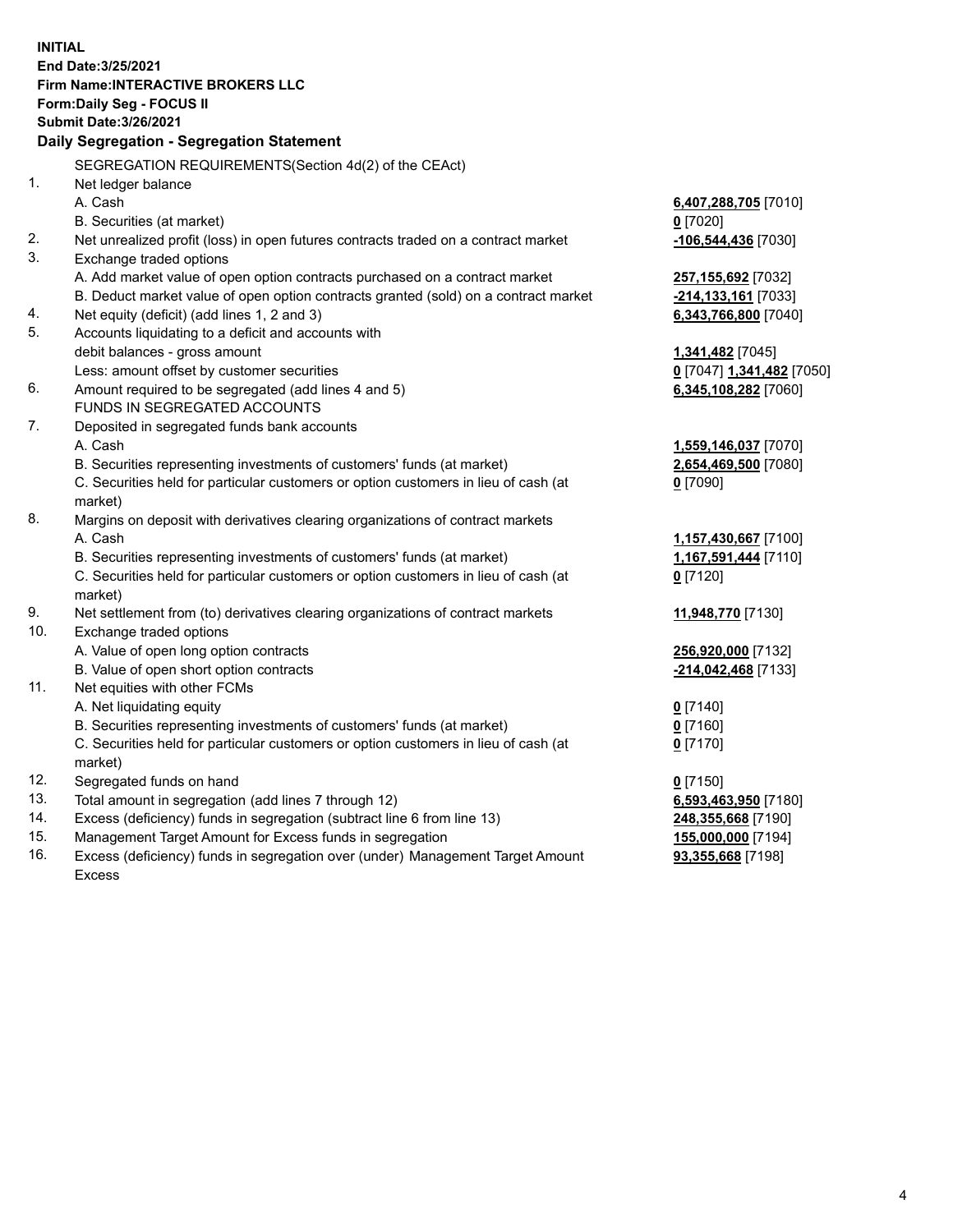**INITIAL**
**End Date:3/25/2021**
**Firm Name:INTERACTIVE BROKERS LLC**
**Form:Daily Seg - FOCUS II**
**Submit Date:3/26/2021**

## Daily Segregation - Segregation Statement

SEGREGATION REQUIREMENTS(Section 4d(2) of the CEAct)

| | | |
|---|---|---|
| 1. | Net ledger balance | |
| | A. Cash | **6,407,288,705** [7010] |
| | B. Securities (at market) | **0** [7020] |
| 2. | Net unrealized profit (loss) in open futures contracts traded on a contract market | **-106,544,436** [7030] |
| 3. | Exchange traded options | |
| | A. Add market value of open option contracts purchased on a contract market | **257,155,692** [7032] |
| | B. Deduct market value of open option contracts granted (sold) on a contract market | **-214,133,161** [7033] |
| 4. | Net equity (deficit) (add lines 1, 2 and 3) | **6,343,766,800** [7040] |
| 5. | Accounts liquidating to a deficit and accounts with debit balances - gross amount | **1,341,482** [7045] |
| | Less: amount offset by customer securities | **0** [7047] **1,341,482** [7050] |
| 6. | Amount required to be segregated (add lines 4 and 5) | **6,345,108,282** [7060] |
| | FUNDS IN SEGREGATED ACCOUNTS | |
| 7. | Deposited in segregated funds bank accounts | |
| | A. Cash | **1,559,146,037** [7070] |
| | B. Securities representing investments of customers' funds (at market) | **2,654,469,500** [7080] |
| | C. Securities held for particular customers or option customers in lieu of cash (at market) | **0** [7090] |
| 8. | Margins on deposit with derivatives clearing organizations of contract markets | |
| | A. Cash | **1,157,430,667** [7100] |
| | B. Securities representing investments of customers' funds (at market) | **1,167,591,444** [7110] |
| | C. Securities held for particular customers or option customers in lieu of cash (at market) | **0** [7120] |
| 9. | Net settlement from (to) derivatives clearing organizations of contract markets | **11,948,770** [7130] |
| 10. | Exchange traded options | |
| | A. Value of open long option contracts | **256,920,000** [7132] |
| | B. Value of open short option contracts | **-214,042,468** [7133] |
| 11. | Net equities with other FCMs | |
| | A. Net liquidating equity | **0** [7140] |
| | B. Securities representing investments of customers' funds (at market) | **0** [7160] |
| | C. Securities held for particular customers or option customers in lieu of cash (at market) | **0** [7170] |
| 12. | Segregated funds on hand | **0** [7150] |
| 13. | Total amount in segregation (add lines 7 through 12) | **6,593,463,950** [7180] |
| 14. | Excess (deficiency) funds in segregation (subtract line 6 from line 13) | **248,355,668** [7190] |
| 15. | Management Target Amount for Excess funds in segregation | **155,000,000** [7194] |
| 16. | Excess (deficiency) funds in segregation over (under) Management Target Amount Excess | **93,355,668** [7198] |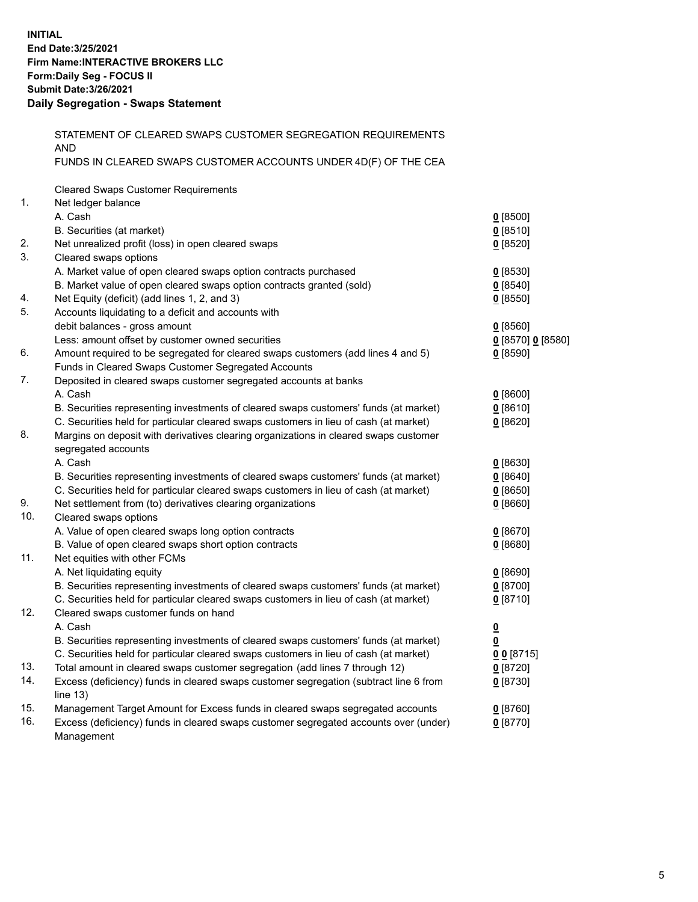**INITIAL**
**End Date:3/25/2021**
**Firm Name:INTERACTIVE BROKERS LLC**
**Form:Daily Seg - FOCUS II**
**Submit Date:3/26/2021**
**Daily Segregation - Swaps Statement**

STATEMENT OF CLEARED SWAPS CUSTOMER SEGREGATION REQUIREMENTS AND FUNDS IN CLEARED SWAPS CUSTOMER ACCOUNTS UNDER 4D(F) OF THE CEA

| | | |
|---|---|---|
| | Cleared Swaps Customer Requirements | |
| 1. | Net ledger balance | |
| | A. Cash | 0 [8500] |
| | B. Securities (at market) | 0 [8510] |
| 2. | Net unrealized profit (loss) in open cleared swaps | 0 [8520] |
| 3. | Cleared swaps options | |
| | A. Market value of open cleared swaps option contracts purchased | 0 [8530] |
| | B. Market value of open cleared swaps option contracts granted (sold) | 0 [8540] |
| 4. | Net Equity (deficit) (add lines 1, 2, and 3) | 0 [8550] |
| 5. | Accounts liquidating to a deficit and accounts with debit balances - gross amount | 0 [8560] |
| | Less: amount offset by customer owned securities | 0 [8570] 0 [8580] |
| 6. | Amount required to be segregated for cleared swaps customers (add lines 4 and 5) | 0 [8590] |
| | Funds in Cleared Swaps Customer Segregated Accounts | |
| 7. | Deposited in cleared swaps customer segregated accounts at banks | |
| | A. Cash | 0 [8600] |
| | B. Securities representing investments of cleared swaps customers' funds (at market) | 0 [8610] |
| | C. Securities held for particular cleared swaps customers in lieu of cash (at market) | 0 [8620] |
| 8. | Margins on deposit with derivatives clearing organizations in cleared swaps customer segregated accounts | |
| | A. Cash | 0 [8630] |
| | B. Securities representing investments of cleared swaps customers' funds (at market) | 0 [8640] |
| | C. Securities held for particular cleared swaps customers in lieu of cash (at market) | 0 [8650] |
| 9. | Net settlement from (to) derivatives clearing organizations | 0 [8660] |
| 10. | Cleared swaps options | |
| | A. Value of open cleared swaps long option contracts | 0 [8670] |
| | B. Value of open cleared swaps short option contracts | 0 [8680] |
| 11. | Net equities with other FCMs | |
| | A. Net liquidating equity | 0 [8690] |
| | B. Securities representing investments of cleared swaps customers' funds (at market) | 0 [8700] |
| | C. Securities held for particular cleared swaps customers in lieu of cash (at market) | 0 [8710] |
| 12. | Cleared swaps customer funds on hand | |
| | A. Cash | 0 |
| | B. Securities representing investments of cleared swaps customers' funds (at market) | 0 |
| | C. Securities held for particular cleared swaps customers in lieu of cash (at market) | 0 0 [8715] |
| 13. | Total amount in cleared swaps customer segregation (add lines 7 through 12) | 0 [8720] |
| 14. | Excess (deficiency) funds in cleared swaps customer segregation (subtract line 6 from line 13) | 0 [8730] |
| 15. | Management Target Amount for Excess funds in cleared swaps segregated accounts | 0 [8760] |
| 16. | Excess (deficiency) funds in cleared swaps customer segregated accounts over (under) Management | 0 [8770] |